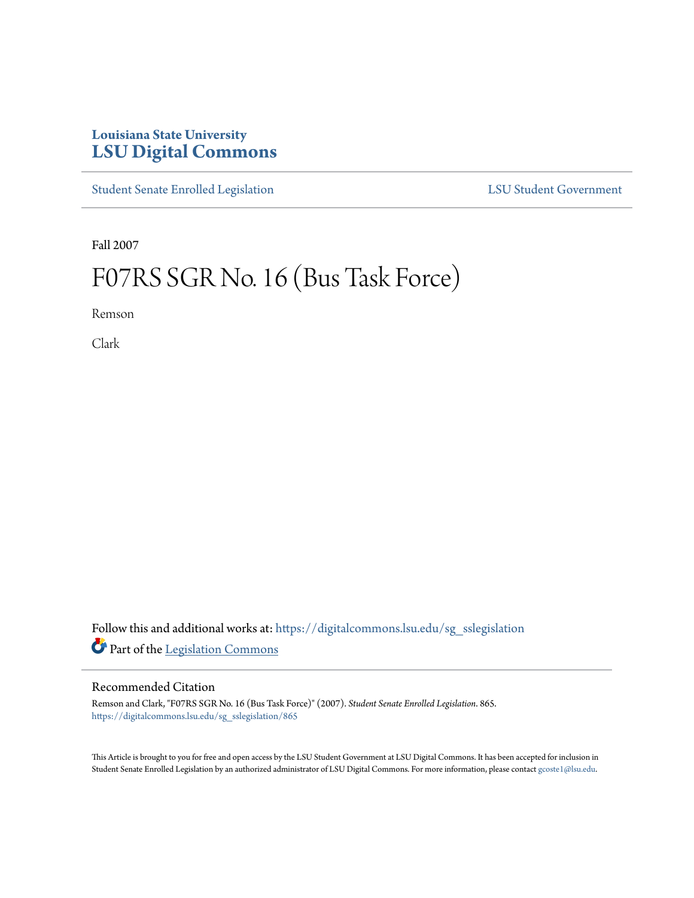Louisiana State University
# LSU Digital Commons

Student Senate Enrolled Legislation | LSU Student Government

Fall 2007

# F07RS SGR No. 16 (Bus Task Force)

Remson

Clark

Follow this and additional works at: https://digitalcommons.lsu.edu/sg_sslegislation

Part of the Legislation Commons

## Recommended Citation

Remson and Clark, "F07RS SGR No. 16 (Bus Task Force)" (2007). *Student Senate Enrolled Legislation*. 865.
https://digitalcommons.lsu.edu/sg_sslegislation/865

This Article is brought to you for free and open access by the LSU Student Government at LSU Digital Commons. It has been accepted for inclusion in Student Senate Enrolled Legislation by an authorized administrator of LSU Digital Commons. For more information, please contact gcoste1@lsu.edu.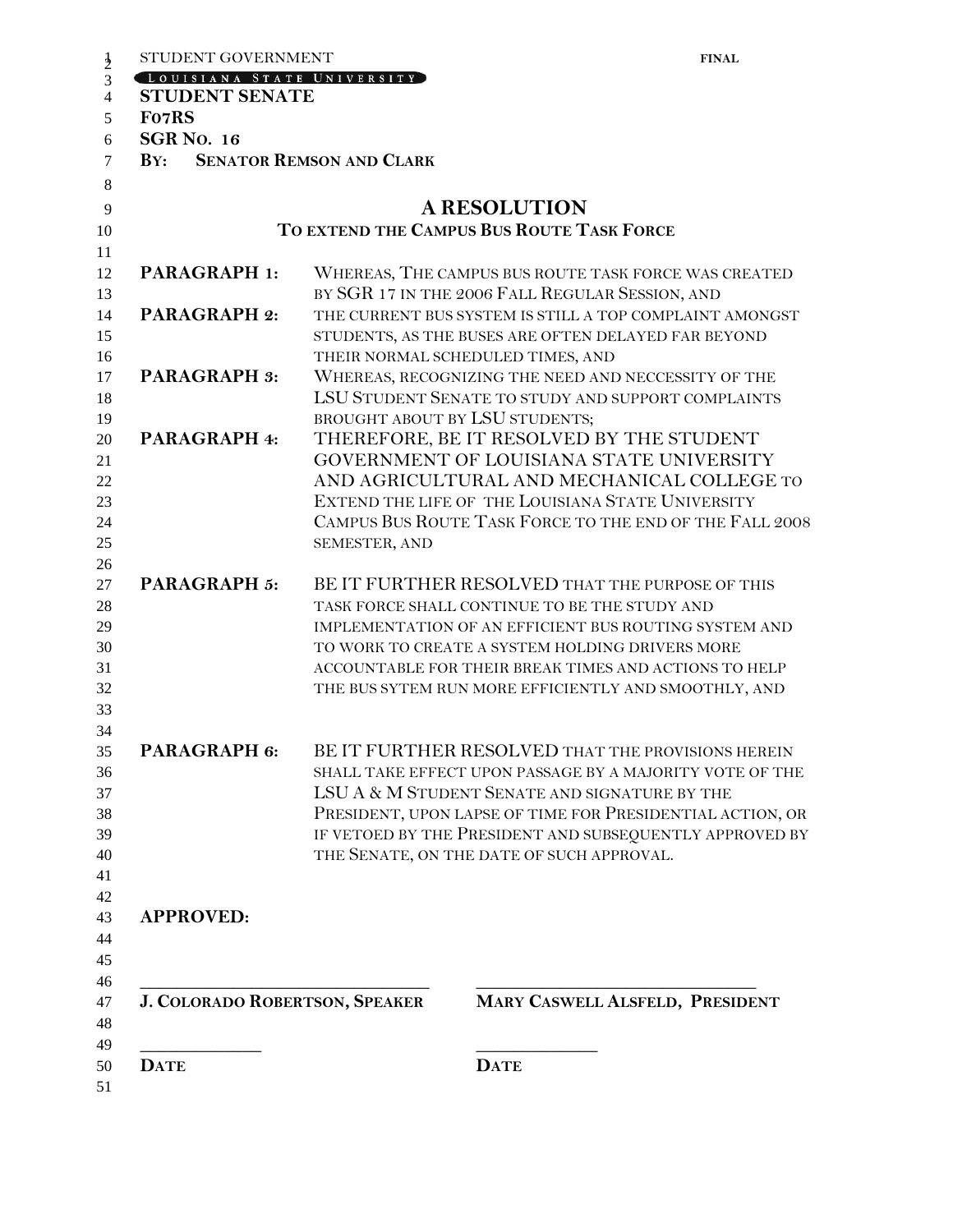STUDENT GOVERNMENT **FINAL**

LOUISIANA STATE UNIVERSITY

**STUDENT SENATE**

**F07RS**

**SGR NO. 16**

**BY: SENATOR REMSON AND CLARK**

# A RESOLUTION

## TO EXTEND THE CAMPUS BUS ROUTE TASK FORCE

**PARAGRAPH 1:** WHEREAS, THE CAMPUS BUS ROUTE TASK FORCE WAS CREATED BY SGR 17 IN THE 2006 FALL REGULAR SESSION, AND

**PARAGRAPH 2:** THE CURRENT BUS SYSTEM IS STILL A TOP COMPLAINT AMONGST STUDENTS, AS THE BUSES ARE OFTEN DELAYED FAR BEYOND THEIR NORMAL SCHEDULED TIMES, AND

**PARAGRAPH 3:** WHEREAS, RECOGNIZING THE NEED AND NECCESSITY OF THE LSU STUDENT SENATE TO STUDY AND SUPPORT COMPLAINTS BROUGHT ABOUT BY LSU STUDENTS;

**PARAGRAPH 4:** THEREFORE, BE IT RESOLVED BY THE STUDENT GOVERNMENT OF LOUISIANA STATE UNIVERSITY AND AGRICULTURAL AND MECHANICAL COLLEGE TO EXTEND THE LIFE OF THE LOUISIANA STATE UNIVERSITY CAMPUS BUS ROUTE TASK FORCE TO THE END OF THE FALL 2008 SEMESTER, AND

**PARAGRAPH 5:** BE IT FURTHER RESOLVED THAT THE PURPOSE OF THIS TASK FORCE SHALL CONTINUE TO BE THE STUDY AND IMPLEMENTATION OF AN EFFICIENT BUS ROUTING SYSTEM AND TO WORK TO CREATE A SYSTEM HOLDING DRIVERS MORE ACCOUNTABLE FOR THEIR BREAK TIMES AND ACTIONS TO HELP THE BUS SYTEM RUN MORE EFFICIENTLY AND SMOOTHLY, AND

**PARAGRAPH 6:** BE IT FURTHER RESOLVED THAT THE PROVISIONS HEREIN SHALL TAKE EFFECT UPON PASSAGE BY A MAJORITY VOTE OF THE LSU A & M STUDENT SENATE AND SIGNATURE BY THE PRESIDENT, UPON LAPSE OF TIME FOR PRESIDENTIAL ACTION, OR IF VETOED BY THE PRESIDENT AND SUBSEQUENTLY APPROVED BY THE SENATE, ON THE DATE OF SUCH APPROVAL.

**APPROVED:**

\_\_\_\_\_\_\_\_\_\_\_\_\_\_\_\_\_\_\_\_\_\_\_\_\_\_\_\_ \_\_\_\_\_\_\_\_\_\_\_\_\_\_\_\_\_\_\_\_\_\_\_\_\_\_\_\_

**J. COLORADO ROBERTSON, SPEAKER** **MARY CASWELL ALSFELD, PRESIDENT**

\_\_\_\_\_\_\_\_\_\_\_\_ \_\_\_\_\_\_\_\_\_\_\_\_

**DATE** **DATE**